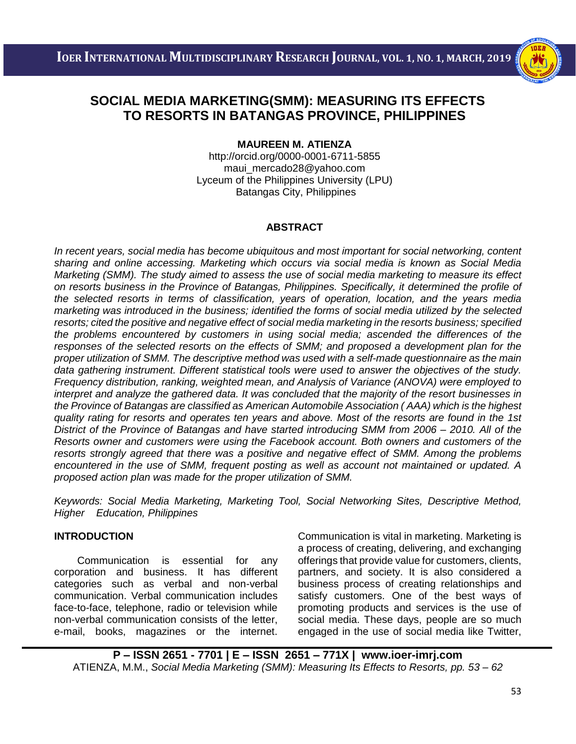# SOCIAL MEDIA MARKETING(SMM): MEASURING ITS EFFECTS TO RESORTS IN BATANGAS PROVINCE, PHILIPPINES

**MAUREEN M. ATIENZA**

http://orcid.org/0000-0001-6711-5855
maui_mercado28@yahoo.com
Lyceum of the Philippines University (LPU)
Batangas City, Philippines

## ABSTRACT

*In recent years, social media has become ubiquitous and most important for social networking, content sharing and online accessing. Marketing which occurs via social media is known as Social Media Marketing (SMM). The study aimed to assess the use of social media marketing to measure its effect on resorts business in the Province of Batangas, Philippines. Specifically, it determined the profile of the selected resorts in terms of classification, years of operation, location, and the years media marketing was introduced in the business; identified the forms of social media utilized by the selected resorts; cited the positive and negative effect of social media marketing in the resorts business; specified the problems encountered by customers in using social media; ascended the differences of the responses of the selected resorts on the effects of SMM; and proposed a development plan for the proper utilization of SMM. The descriptive method was used with a self-made questionnaire as the main data gathering instrument. Different statistical tools were used to answer the objectives of the study. Frequency distribution, ranking, weighted mean, and Analysis of Variance (ANOVA) were employed to interpret and analyze the gathered data. It was concluded that the majority of the resort businesses in the Province of Batangas are classified as American Automobile Association ( AAA) which is the highest quality rating for resorts and operates ten years and above. Most of the resorts are found in the 1st District of the Province of Batangas and have started introducing SMM from 2006 – 2010. All of the Resorts owner and customers were using the Facebook account. Both owners and customers of the resorts strongly agreed that there was a positive and negative effect of SMM. Among the problems encountered in the use of SMM, frequent posting as well as account not maintained or updated. A proposed action plan was made for the proper utilization of SMM.*

*Keywords: Social Media Marketing, Marketing Tool, Social Networking Sites, Descriptive Method, Higher Education, Philippines*

## INTRODUCTION

Communication is essential for any corporation and business. It has different categories such as verbal and non-verbal communication. Verbal communication includes face-to-face, telephone, radio or television while non-verbal communication consists of the letter, e-mail, books, magazines or the internet. Communication is vital in marketing. Marketing is a process of creating, delivering, and exchanging offerings that provide value for customers, clients, partners, and society. It is also considered a business process of creating relationships and satisfy customers. One of the best ways of promoting products and services is the use of social media. These days, people are so much engaged in the use of social media like Twitter,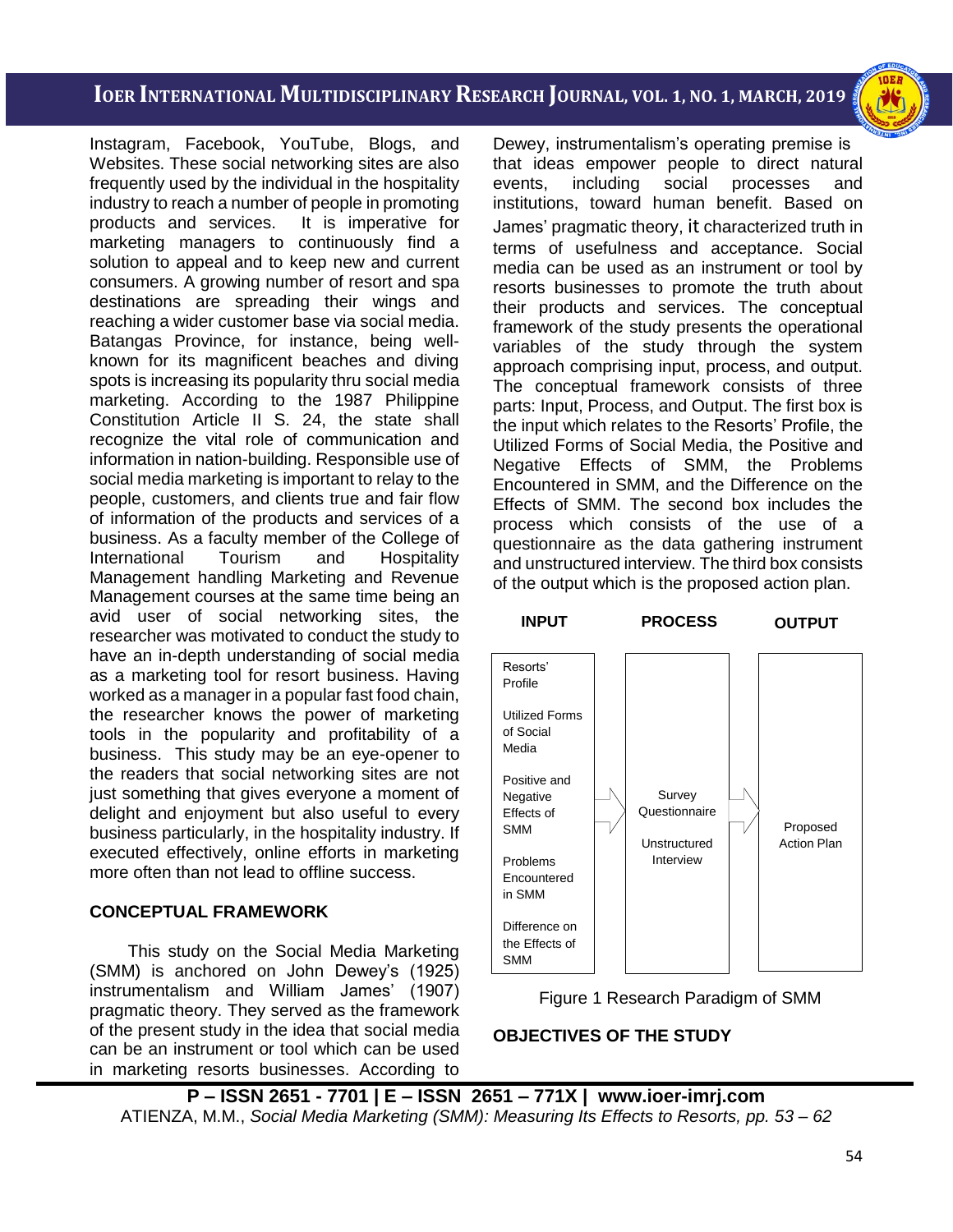Instagram, Facebook, YouTube, Blogs, and Websites. These social networking sites are also frequently used by the individual in the hospitality industry to reach a number of people in promoting products and services. It is imperative for marketing managers to continuously find a solution to appeal and to keep new and current consumers. A growing number of resort and spa destinations are spreading their wings and reaching a wider customer base via social media. Batangas Province, for instance, being well-known for its magnificent beaches and diving spots is increasing its popularity thru social media marketing. According to the 1987 Philippine Constitution Article II S. 24, the state shall recognize the vital role of communication and information in nation-building. Responsible use of social media marketing is important to relay to the people, customers, and clients true and fair flow of information of the products and services of a business. As a faculty member of the College of International Tourism and Hospitality Management handling Marketing and Revenue Management courses at the same time being an avid user of social networking sites, the researcher was motivated to conduct the study to have an in-depth understanding of social media as a marketing tool for resort business. Having worked as a manager in a popular fast food chain, the researcher knows the power of marketing tools in the popularity and profitability of a business. This study may be an eye-opener to the readers that social networking sites are not just something that gives everyone a moment of delight and enjoyment but also useful to every business particularly, in the hospitality industry. If executed effectively, online efforts in marketing more often than not lead to offline success.

## CONCEPTUAL FRAMEWORK

This study on the Social Media Marketing (SMM) is anchored on John Dewey's (1925) instrumentalism and William James' (1907) pragmatic theory. They served as the framework of the present study in the idea that social media can be an instrument or tool which can be used in marketing resorts businesses. According to Dewey, instrumentalism's operating premise is that ideas empower people to direct natural events, including social processes and institutions, toward human benefit. Based on James' pragmatic theory, it characterized truth in terms of usefulness and acceptance. Social media can be used as an instrument or tool by resorts businesses to promote the truth about their products and services. The conceptual framework of the study presents the operational variables of the study through the system approach comprising input, process, and output. The conceptual framework consists of three parts: Input, Process, and Output. The first box is the input which relates to the Resorts' Profile, the Utilized Forms of Social Media, the Positive and Negative Effects of SMM, the Problems Encountered in SMM, and the Difference on the Effects of SMM. The second box includes the process which consists of the use of a questionnaire as the data gathering instrument and unstructured interview. The third box consists of the output which is the proposed action plan.

| INPUT | PROCESS | OUTPUT |
| --- | --- | --- |
| Resorts' Profile<br><br>Utilized Forms of Social Media<br><br>Positive and Negative Effects of SMM<br><br>Problems Encountered in SMM<br><br>Difference on the Effects of SMM | Survey Questionnaire<br><br>Unstructured Interview | Proposed Action Plan |

Figure 1 Research Paradigm of SMM

## OBJECTIVES OF THE STUDY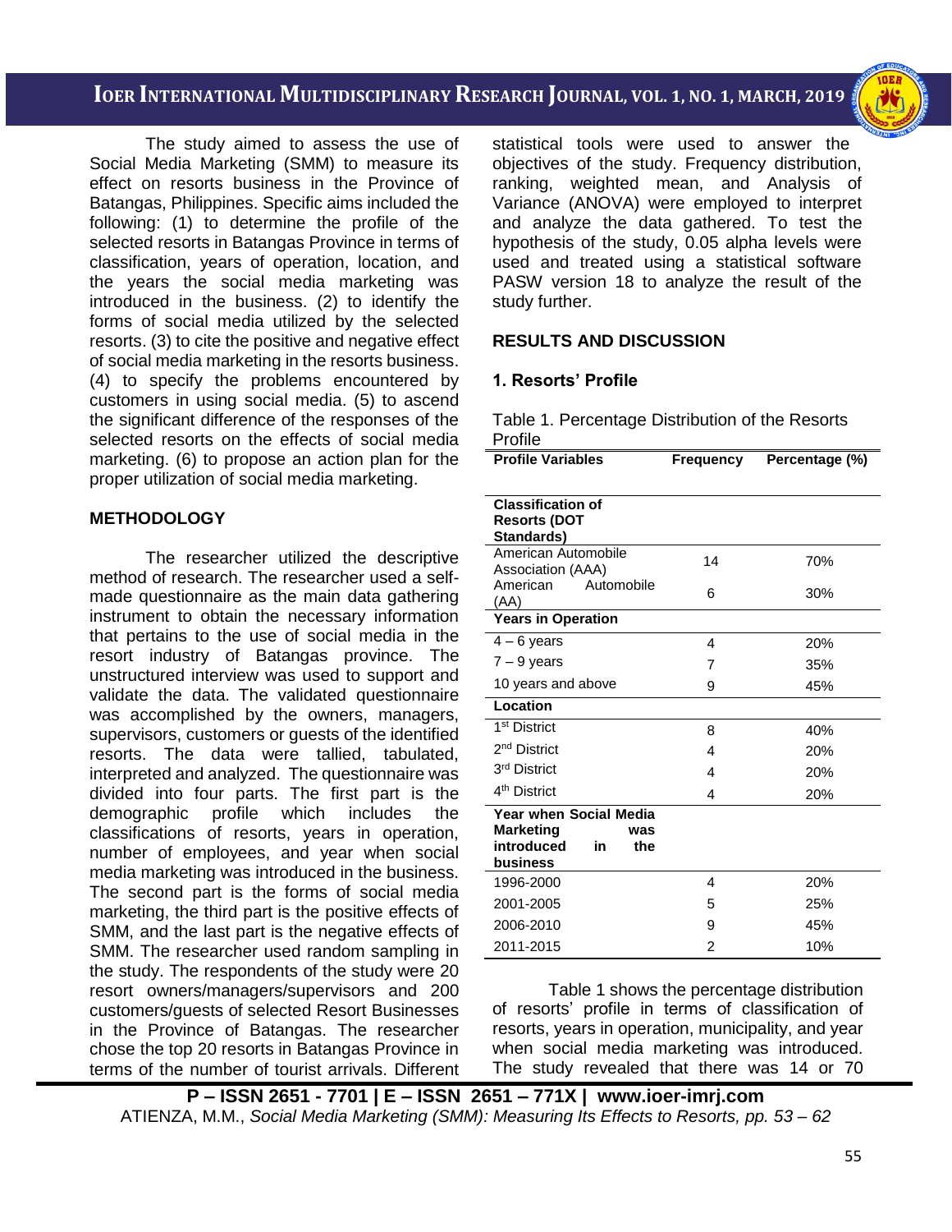The study aimed to assess the use of Social Media Marketing (SMM) to measure its effect on resorts business in the Province of Batangas, Philippines. Specific aims included the following: (1) to determine the profile of the selected resorts in Batangas Province in terms of classification, years of operation, location, and the years the social media marketing was introduced in the business. (2) to identify the forms of social media utilized by the selected resorts. (3) to cite the positive and negative effect of social media marketing in the resorts business. (4) to specify the problems encountered by customers in using social media. (5) to ascend the significant difference of the responses of the selected resorts on the effects of social media marketing. (6) to propose an action plan for the proper utilization of social media marketing.

## METHODOLOGY

The researcher utilized the descriptive method of research. The researcher used a self-made questionnaire as the main data gathering instrument to obtain the necessary information that pertains to the use of social media in the resort industry of Batangas province. The unstructured interview was used to support and validate the data. The validated questionnaire was accomplished by the owners, managers, supervisors, customers or guests of the identified resorts. The data were tallied, tabulated, interpreted and analyzed. The questionnaire was divided into four parts. The first part is the demographic profile which includes the classifications of resorts, years in operation, number of employees, and year when social media marketing was introduced in the business. The second part is the forms of social media marketing, the third part is the positive effects of SMM, and the last part is the negative effects of SMM. The researcher used random sampling in the study. The respondents of the study were 20 resort owners/managers/supervisors and 200 customers/guests of selected Resort Businesses in the Province of Batangas. The researcher chose the top 20 resorts in Batangas Province in terms of the number of tourist arrivals. Different statistical tools were used to answer the objectives of the study. Frequency distribution, ranking, weighted mean, and Analysis of Variance (ANOVA) were employed to interpret and analyze the data gathered. To test the hypothesis of the study, 0.05 alpha levels were used and treated using a statistical software PASW version 18 to analyze the result of the study further.

## RESULTS AND DISCUSSION

### 1. Resorts' Profile

Table 1. Percentage Distribution of the Resorts Profile

| Profile Variables | Frequency | Percentage (%) |
|---|---|---|
| **Classification of Resorts (DOT Standards)** | | |
| American Automobile Association (AAA) | 14 | 70% |
| American Automobile (AA) | 6 | 30% |
| **Years in Operation** | | |
| 4 – 6 years | 4 | 20% |
| 7 – 9 years | 7 | 35% |
| 10 years and above | 9 | 45% |
| **Location** | | |
| 1st District | 8 | 40% |
| 2nd District | 4 | 20% |
| 3rd District | 4 | 20% |
| 4th District | 4 | 20% |
| **Year when Social Media Marketing was introduced in the business** | | |
| 1996-2000 | 4 | 20% |
| 2001-2005 | 5 | 25% |
| 2006-2010 | 9 | 45% |
| 2011-2015 | 2 | 10% |

Table 1 shows the percentage distribution of resorts' profile in terms of classification of resorts, years in operation, municipality, and year when social media marketing was introduced. The study revealed that there was 14 or 70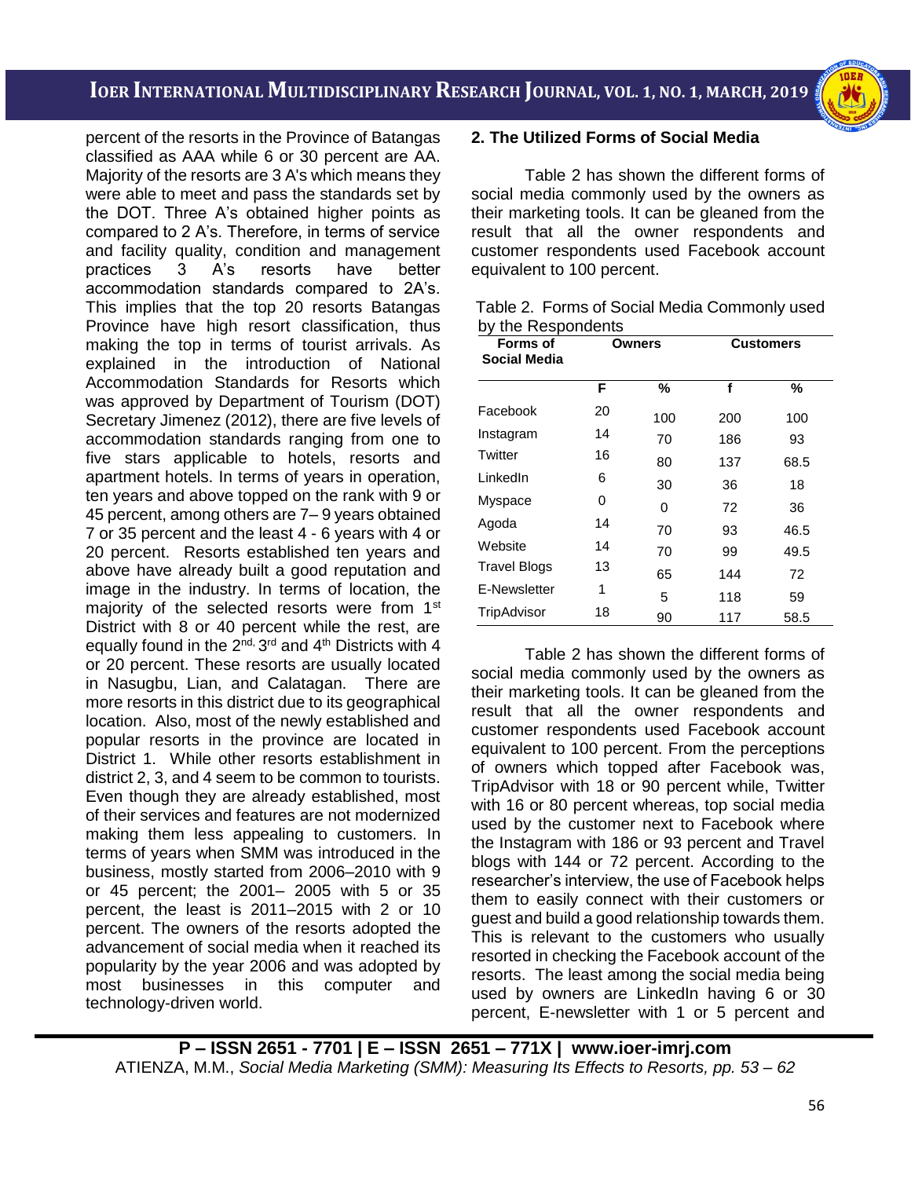percent of the resorts in the Province of Batangas classified as AAA while 6 or 30 percent are AA. Majority of the resorts are 3 A's which means they were able to meet and pass the standards set by the DOT. Three A's obtained higher points as compared to 2 A's. Therefore, in terms of service and facility quality, condition and management practices 3 A's resorts have better accommodation standards compared to 2A's. This implies that the top 20 resorts Batangas Province have high resort classification, thus making the top in terms of tourist arrivals. As explained in the introduction of National Accommodation Standards for Resorts which was approved by Department of Tourism (DOT) Secretary Jimenez (2012), there are five levels of accommodation standards ranging from one to five stars applicable to hotels, resorts and apartment hotels. In terms of years in operation, ten years and above topped on the rank with 9 or 45 percent, among others are 7– 9 years obtained 7 or 35 percent and the least 4 - 6 years with 4 or 20 percent. Resorts established ten years and above have already built a good reputation and image in the industry. In terms of location, the majority of the selected resorts were from 1st District with 8 or 40 percent while the rest, are equally found in the 2nd, 3rd and 4th Districts with 4 or 20 percent. These resorts are usually located in Nasugbu, Lian, and Calatagan. There are more resorts in this district due to its geographical location. Also, most of the newly established and popular resorts in the province are located in District 1. While other resorts establishment in district 2, 3, and 4 seem to be common to tourists. Even though they are already established, most of their services and features are not modernized making them less appealing to customers. In terms of years when SMM was introduced in the business, mostly started from 2006–2010 with 9 or 45 percent; the 2001– 2005 with 5 or 35 percent, the least is 2011–2015 with 2 or 10 percent. The owners of the resorts adopted the advancement of social media when it reached its popularity by the year 2006 and was adopted by most businesses in this computer and technology-driven world.

## 2. The Utilized Forms of Social Media

Table 2 has shown the different forms of social media commonly used by the owners as their marketing tools. It can be gleaned from the result that all the owner respondents and customer respondents used Facebook account equivalent to 100 percent.

Table 2. Forms of Social Media Commonly used by the Respondents

| Forms of Social Media | Owners | | Customers | |
|---|---|---|---|---|
| | F | % | f | % |
| Facebook | 20 | 100 | 200 | 100 |
| Instagram | 14 | 70 | 186 | 93 |
| Twitter | 16 | 80 | 137 | 68.5 |
| LinkedIn | 6 | 30 | 36 | 18 |
| Myspace | 0 | 0 | 72 | 36 |
| Agoda | 14 | 70 | 93 | 46.5 |
| Website | 14 | 70 | 99 | 49.5 |
| Travel Blogs | 13 | 65 | 144 | 72 |
| E-Newsletter | 1 | 5 | 118 | 59 |
| TripAdvisor | 18 | 90 | 117 | 58.5 |

Table 2 has shown the different forms of social media commonly used by the owners as their marketing tools. It can be gleaned from the result that all the owner respondents and customer respondents used Facebook account equivalent to 100 percent. From the perceptions of owners which topped after Facebook was, TripAdvisor with 18 or 90 percent while, Twitter with 16 or 80 percent whereas, top social media used by the customer next to Facebook where the Instagram with 186 or 93 percent and Travel blogs with 144 or 72 percent. According to the researcher's interview, the use of Facebook helps them to easily connect with their customers or guest and build a good relationship towards them. This is relevant to the customers who usually resorted in checking the Facebook account of the resorts. The least among the social media being used by owners are LinkedIn having 6 or 30 percent, E-newsletter with 1 or 5 percent and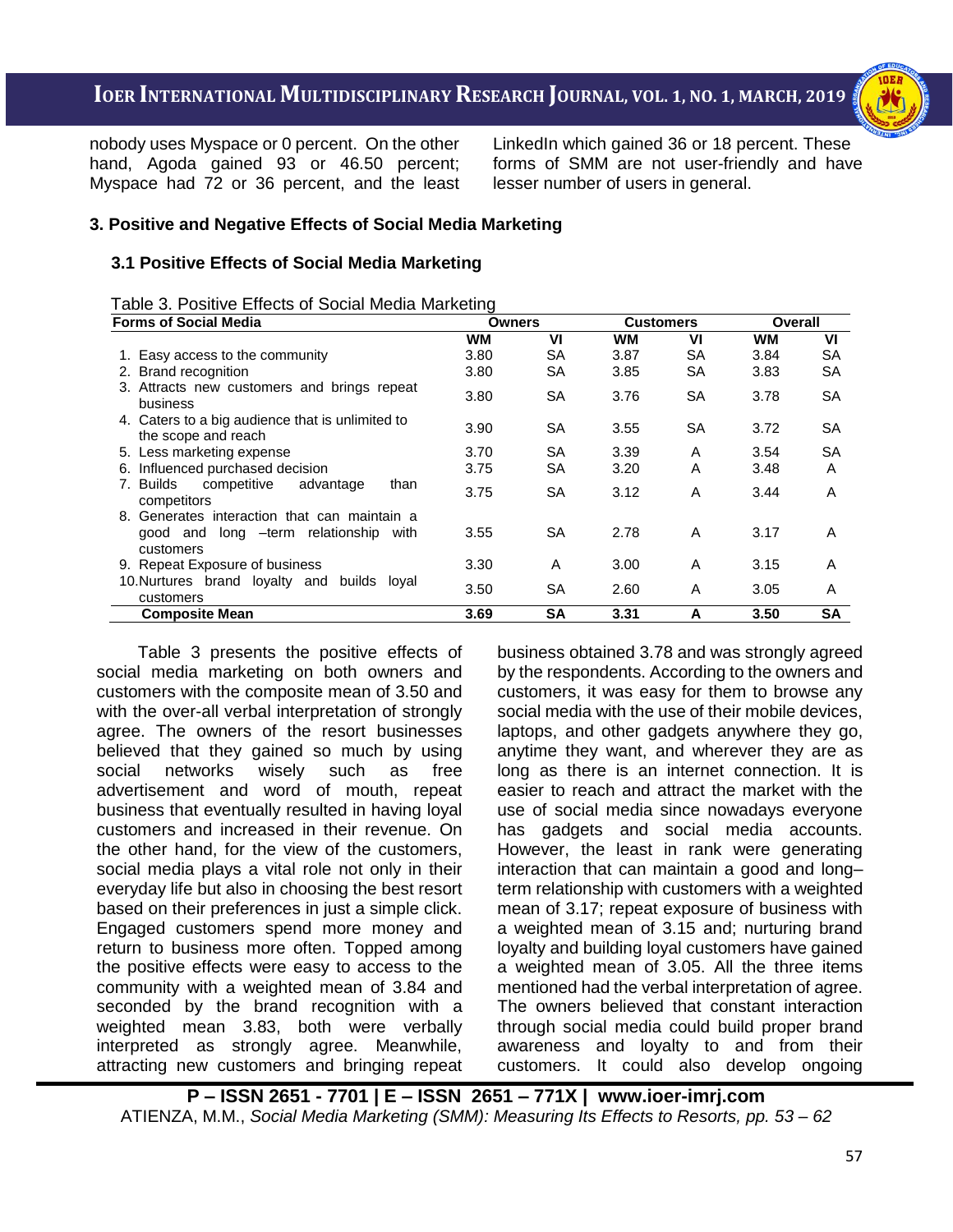nobody uses Myspace or 0 percent. On the other hand, Agoda gained 93 or 46.50 percent; Myspace had 72 or 36 percent, and the least LinkedIn which gained 36 or 18 percent. These forms of SMM are not user-friendly and have lesser number of users in general.

### 3. Positive and Negative Effects of Social Media Marketing

#### 3.1 Positive Effects of Social Media Marketing

Table 3. Positive Effects of Social Media Marketing

| Forms of Social Media | Owners | | Customers | | Overall | |
|---|---|---|---|---|---|---|
| | WM | VI | WM | VI | WM | VI |
| 1. Easy access to the community | 3.80 | SA | 3.87 | SA | 3.84 | SA |
| 2. Brand recognition | 3.80 | SA | 3.85 | SA | 3.83 | SA |
| 3. Attracts new customers and brings repeat business | 3.80 | SA | 3.76 | SA | 3.78 | SA |
| 4. Caters to a big audience that is unlimited to the scope and reach | 3.90 | SA | 3.55 | SA | 3.72 | SA |
| 5. Less marketing expense | 3.70 | SA | 3.39 | A | 3.54 | SA |
| 6. Influenced purchased decision | 3.75 | SA | 3.20 | A | 3.48 | A |
| 7. Builds competitive advantage than competitors | 3.75 | SA | 3.12 | A | 3.44 | A |
| 8. Generates interaction that can maintain a good and long –term relationship with customers | 3.55 | SA | 2.78 | A | 3.17 | A |
| 9. Repeat Exposure of business | 3.30 | A | 3.00 | A | 3.15 | A |
| 10.Nurtures brand loyalty and builds loyal customers | 3.50 | SA | 2.60 | A | 3.05 | A |
| **Composite Mean** | **3.69** | **SA** | **3.31** | **A** | **3.50** | **SA** |

Table 3 presents the positive effects of social media marketing on both owners and customers with the composite mean of 3.50 and with the over-all verbal interpretation of strongly agree. The owners of the resort businesses believed that they gained so much by using social networks wisely such as free advertisement and word of mouth, repeat business that eventually resulted in having loyal customers and increased in their revenue. On the other hand, for the view of the customers, social media plays a vital role not only in their everyday life but also in choosing the best resort based on their preferences in just a simple click. Engaged customers spend more money and return to business more often. Topped among the positive effects were easy to access to the community with a weighted mean of 3.84 and seconded by the brand recognition with a weighted mean 3.83, both were verbally interpreted as strongly agree. Meanwhile, attracting new customers and bringing repeat business obtained 3.78 and was strongly agreed by the respondents. According to the owners and customers, it was easy for them to browse any social media with the use of their mobile devices, laptops, and other gadgets anywhere they go, anytime they want, and wherever they are as long as there is an internet connection. It is easier to reach and attract the market with the use of social media since nowadays everyone has gadgets and social media accounts. However, the least in rank were generating interaction that can maintain a good and long–term relationship with customers with a weighted mean of 3.17; repeat exposure of business with a weighted mean of 3.15 and; nurturing brand loyalty and building loyal customers have gained a weighted mean of 3.05. All the three items mentioned had the verbal interpretation of agree. The owners believed that constant interaction through social media could build proper brand awareness and loyalty to and from their customers. It could also develop ongoing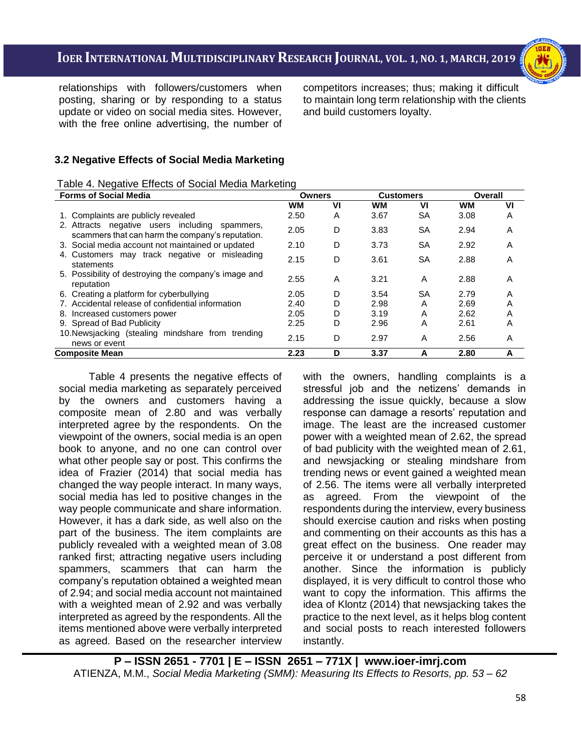relationships with followers/customers when posting, sharing or by responding to a status update or video on social media sites. However, with the free online advertising, the number of competitors increases; thus; making it difficult to maintain long term relationship with the clients and build customers loyalty.

### 3.2 Negative Effects of Social Media Marketing

Table 4. Negative Effects of Social Media Marketing

| Forms of Social Media | Owners | | Customers | | Overall | |
|---|---|---|---|---|---|---|
| | WM | VI | WM | VI | WM | VI |
| 1. Complaints are publicly revealed | 2.50 | A | 3.67 | SA | 3.08 | A |
| 2. Attracts negative users including spammers, scammers that can harm the company's reputation. | 2.05 | D | 3.83 | SA | 2.94 | A |
| 3. Social media account not maintained or updated | 2.10 | D | 3.73 | SA | 2.92 | A |
| 4. Customers may track negative or misleading statements | 2.15 | D | 3.61 | SA | 2.88 | A |
| 5. Possibility of destroying the company's image and reputation | 2.55 | A | 3.21 | A | 2.88 | A |
| 6. Creating a platform for cyberbullying | 2.05 | D | 3.54 | SA | 2.79 | A |
| 7. Accidental release of confidential information | 2.40 | D | 2.98 | A | 2.69 | A |
| 8. Increased customers power | 2.05 | D | 3.19 | A | 2.62 | A |
| 9. Spread of Bad Publicity | 2.25 | D | 2.96 | A | 2.61 | A |
| 10. Newsjacking (stealing mindshare from trending news or event | 2.15 | D | 2.97 | A | 2.56 | A |
| **Composite Mean** | **2.23** | **D** | **3.37** | **A** | **2.80** | **A** |

Table 4 presents the negative effects of social media marketing as separately perceived by the owners and customers having a composite mean of 2.80 and was verbally interpreted agree by the respondents. On the viewpoint of the owners, social media is an open book to anyone, and no one can control over what other people say or post. This confirms the idea of Frazier (2014) that social media has changed the way people interact. In many ways, social media has led to positive changes in the way people communicate and share information. However, it has a dark side, as well also on the part of the business. The item complaints are publicly revealed with a weighted mean of 3.08 ranked first; attracting negative users including spammers, scammers that can harm the company's reputation obtained a weighted mean of 2.94; and social media account not maintained with a weighted mean of 2.92 and was verbally interpreted as agreed by the respondents. All the items mentioned above were verbally interpreted as agreed. Based on the researcher interview with the owners, handling complaints is a stressful job and the netizens' demands in addressing the issue quickly, because a slow response can damage a resorts' reputation and image. The least are the increased customer power with a weighted of 2.62, the spread of bad publicity with the weighted mean of 2.61, and newsjacking or stealing mindshare from trending news or event gained a weighted mean of 2.56. The items were all verbally interpreted as agreed. From the viewpoint of the respondents during the interview, every business should exercise caution and risks when posting and commenting on their accounts as this has a great effect on the business. One reader may perceive it or understand a post different from another. Since the information is publicly displayed, it is very difficult to control those who want to copy the information. This affirms the idea of Klontz (2014) that newsjacking takes the practice to the next level, as it helps blog content and social posts to reach interested followers instantly.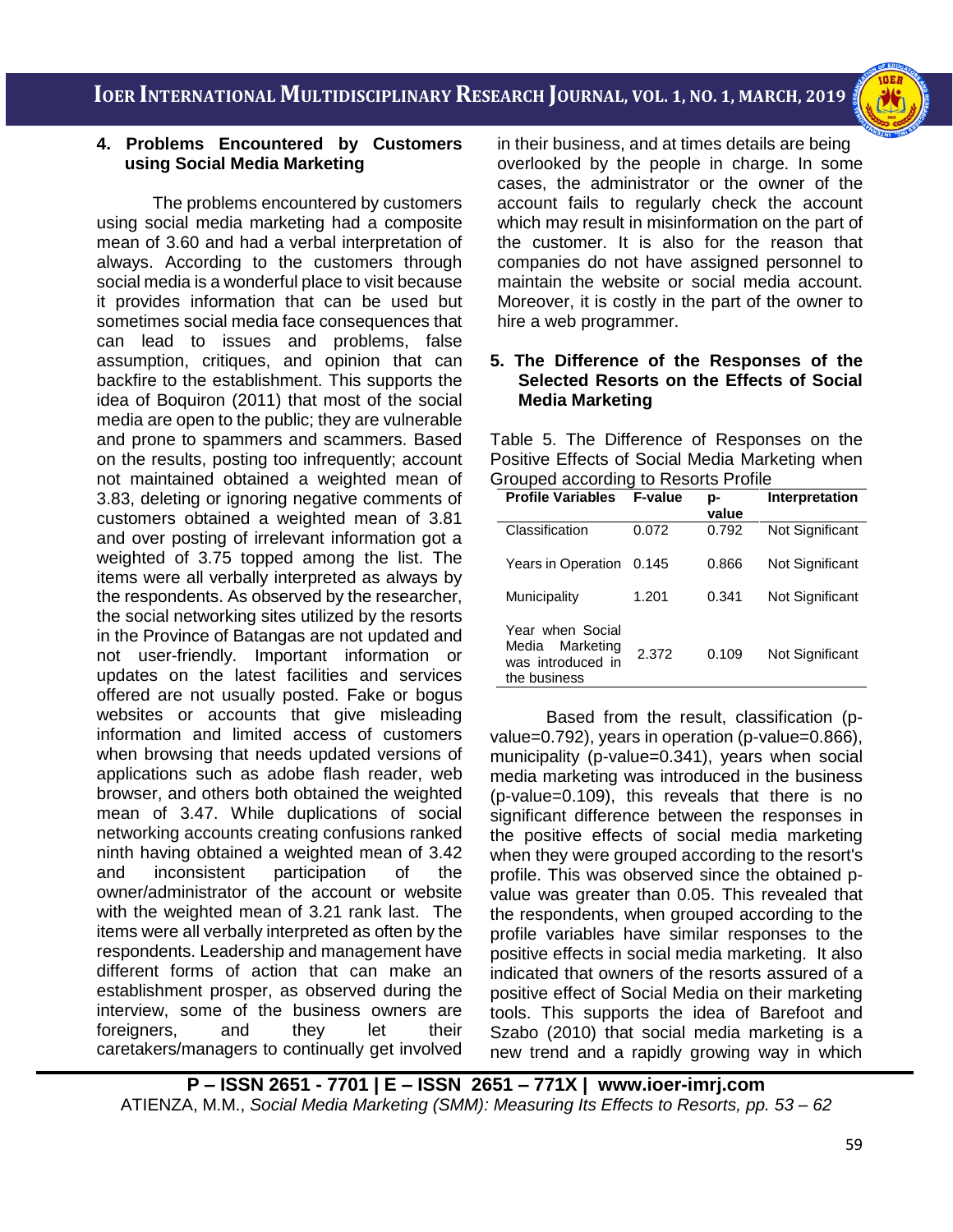### 4. Problems Encountered by Customers using Social Media Marketing

The problems encountered by customers using social media marketing had a composite mean of 3.60 and had a verbal interpretation of always. According to the customers through social media is a wonderful place to visit because it provides information that can be used but sometimes social media face consequences that can lead to issues and problems, false assumption, critiques, and opinion that can backfire to the establishment. This supports the idea of Boquiron (2011) that most of the social media are open to the public; they are vulnerable and prone to spammers and scammers. Based on the results, posting too infrequently; account not maintained obtained a weighted mean of 3.83, deleting or ignoring negative comments of customers obtained a weighted mean of 3.81 and over posting of irrelevant information got a weighted of 3.75 topped among the list. The items were all verbally interpreted as always by the respondents. As observed by the researcher, the social networking sites utilized by the resorts in the Province of Batangas are not updated and not user-friendly. Important information or updates on the latest facilities and services offered are not usually posted. Fake or bogus websites or accounts that give misleading information and limited access of customers when browsing that needs updated versions of applications such as adobe flash reader, web browser, and others both obtained the weighted mean of 3.47. While duplications of social networking accounts creating confusions ranked ninth having obtained a weighted mean of 3.42 and inconsistent participation of the owner/administrator of the account or website with the weighted mean of 3.21 rank last. The items were all verbally interpreted as often by the respondents. Leadership and management have different forms of action that can make an establishment prosper, as observed during the interview, some of the business owners are foreigners, and they let their caretakers/managers to continually get involved in their business, and at times details are being overlooked by the people in charge. In some cases, the administrator or the owner of the account fails to regularly check the account which may result in misinformation on the part of the customer. It is also for the reason that companies do not have assigned personnel to maintain the website or social media account. Moreover, it is costly in the part of the owner to hire a web programmer.

### 5. The Difference of the Responses of the Selected Resorts on the Effects of Social Media Marketing

Table 5. The Difference of Responses on the Positive Effects of Social Media Marketing when Grouped according to Resorts Profile

| Profile Variables | F-value | p-value | Interpretation |
|---|---|---|---|
| Classification | 0.072 | 0.792 | Not Significant |
| Years in Operation | 0.145 | 0.866 | Not Significant |
| Municipality | 1.201 | 0.341 | Not Significant |
| Year when Social Media Marketing was introduced in the business | 2.372 | 0.109 | Not Significant |

Based from the result, classification (p-value=0.792), years in operation (p-value=0.866), municipality (p-value=0.341), years when social media marketing was introduced in the business (p-value=0.109), this reveals that there is no significant difference between the responses in the positive effects of social media marketing when they were grouped according to the resort's profile. This was observed since the obtained p-value was greater than 0.05. This revealed that the respondents, when grouped according to the profile variables have similar responses to the positive effects in social media marketing. It also indicated that owners of the resorts assured of a positive effect of Social Media on their marketing tools. This supports the idea of Barefoot and Szabo (2010) that social media marketing is a new trend and a rapidly growing way in which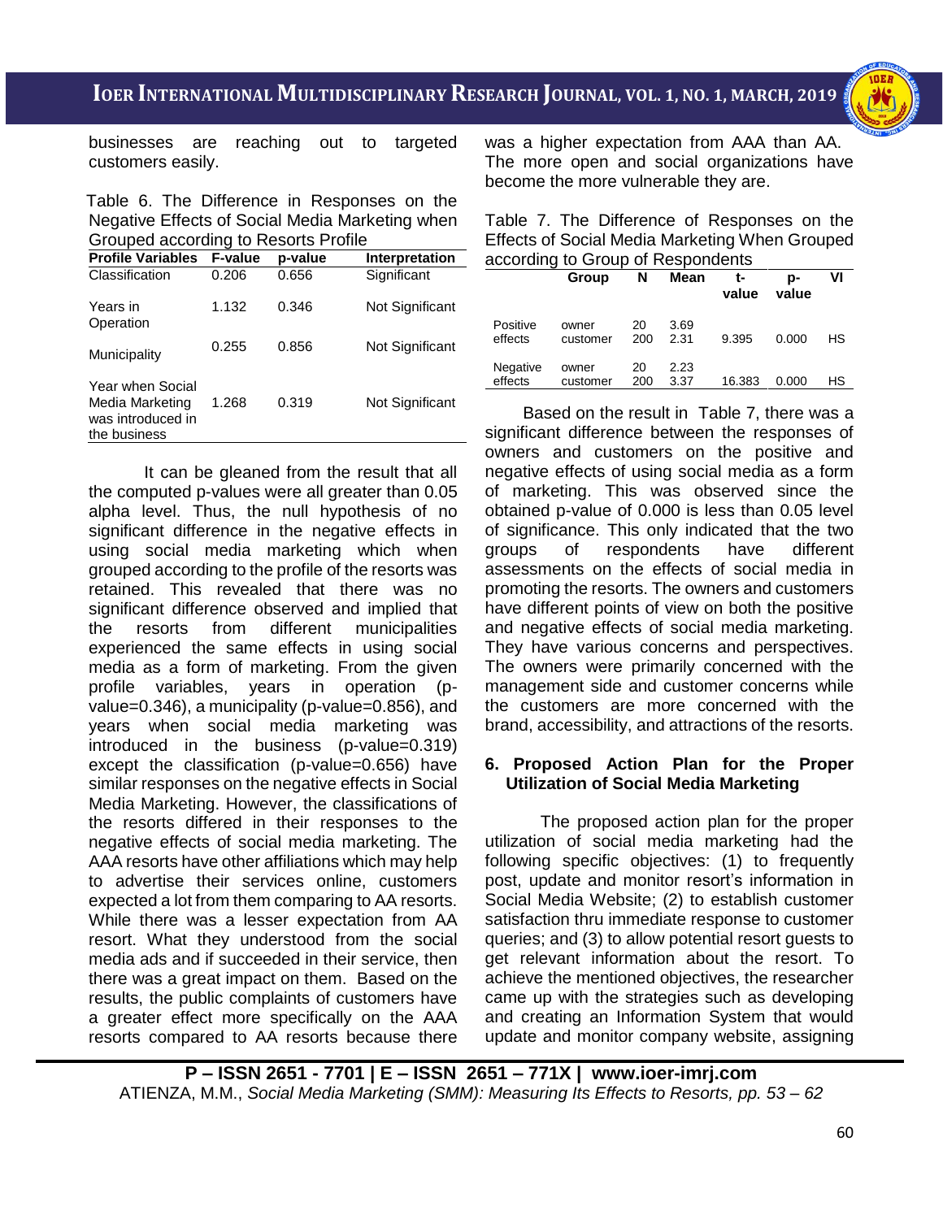businesses are reaching out to targeted customers easily.

Table 6. The Difference in Responses on the Negative Effects of Social Media Marketing when Grouped according to Resorts Profile

| Profile Variables | F-value | p-value | Interpretation |
|---|---|---|---|
| Classification | 0.206 | 0.656 | Significant |
| Years in Operation | 1.132 | 0.346 | Not Significant |
| Municipality | 0.255 | 0.856 | Not Significant |
| Year when Social Media Marketing was introduced in the business | 1.268 | 0.319 | Not Significant |

It can be gleaned from the result that all the computed p-values were all greater than 0.05 alpha level. Thus, the null hypothesis of no significant difference in the negative effects in using social media marketing which when grouped according to the profile of the resorts was retained. This revealed that there was no significant difference observed and implied that the resorts from different municipalities experienced the same effects in using social media as a form of marketing. From the given profile variables, years in operation (p-value=0.346), a municipality (p-value=0.856), and years when social media marketing was introduced in the business (p-value=0.319) except the classification (p-value=0.656) have similar responses on the negative effects in Social Media Marketing. However, the classifications of the resorts differed in their responses to the negative effects of social media marketing. The AAA resorts have other affiliations which may help to advertise their services online, customers expected a lot from them comparing to AA resorts. While there was a lesser expectation from AA resort. What they understood from the social media ads and if succeeded in their service, then there was a great impact on them. Based on the results, the public complaints of customers have a greater effect more specifically on the AAA resorts compared to AA resorts because there was a higher expectation from AAA than AA. The more open and social organizations have become the more vulnerable they are.

Table 7. The Difference of Responses on the Effects of Social Media Marketing When Grouped according to Group of Respondents

| | Group | N | Mean | t-value | p-value | VI |
|---|---|---|---|---|---|---|
| Positive effects | owner | 20 | 3.69 | | | |
| | customer | 200 | 2.31 | 9.395 | 0.000 | HS |
| Negative effects | owner | 20 | 2.23 | | | |
| | customer | 200 | 3.37 | 16.383 | 0.000 | HS |

Based on the result in Table 7, there was a significant difference between the responses of owners and customers on the positive and negative effects of using social media as a form of marketing. This was observed since the obtained p-value of 0.000 is less than 0.05 level of significance. This only indicated that the two groups of respondents have different assessments on the effects of social media in promoting the resorts. The owners and customers have different points of view on both the positive and negative effects of social media marketing. They have various concerns and perspectives. The owners were primarily concerned with the management side and customer concerns while the customers are more concerned with the brand, accessibility, and attractions of the resorts.

**6. Proposed Action Plan for the Proper Utilization of Social Media Marketing**

The proposed action plan for the proper utilization of social media marketing had the following specific objectives: (1) to frequently post, update and monitor resort's information in Social Media Website; (2) to establish customer satisfaction thru immediate response to customer queries; and (3) to allow potential resort guests to get relevant information about the resort. To achieve the mentioned objectives, the researcher came up with the strategies such as developing and creating an Information System that would update and monitor company website, assigning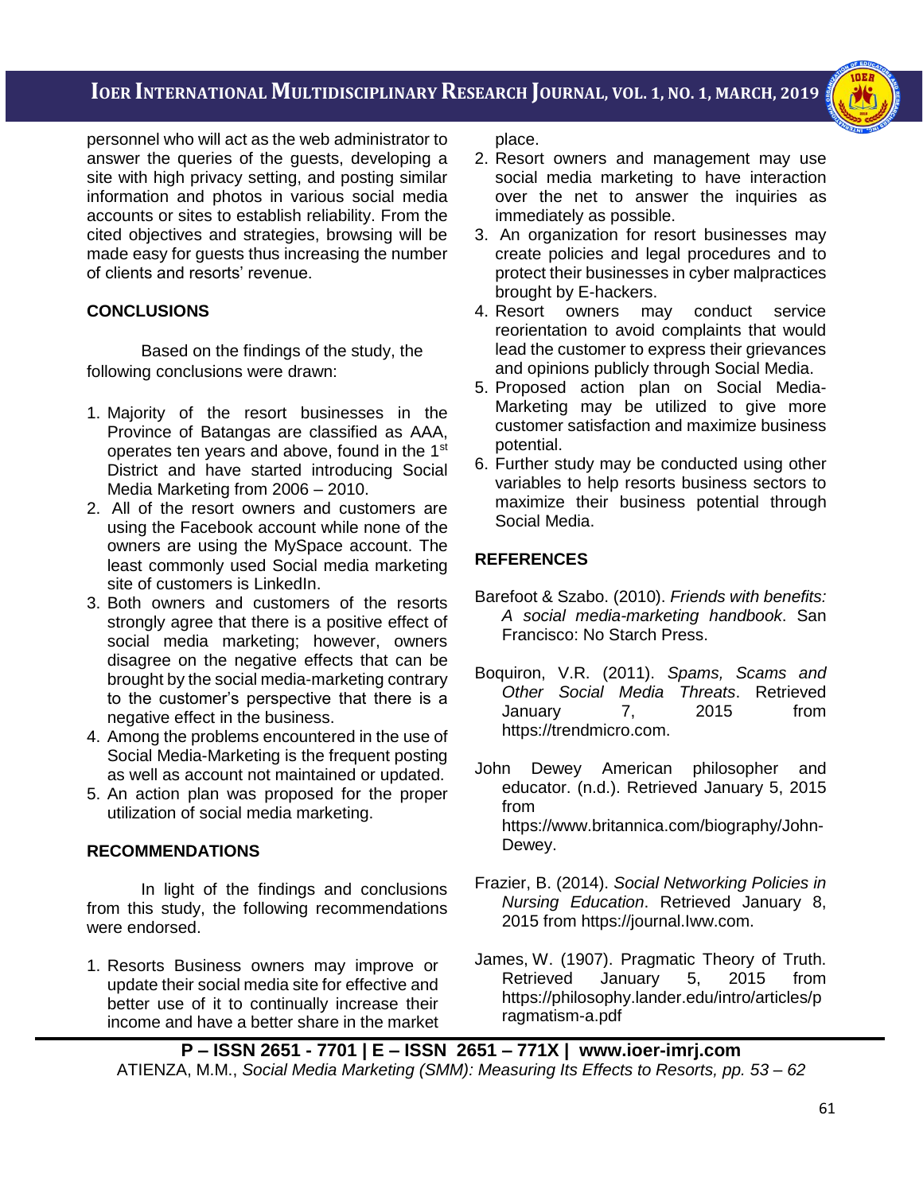personnel who will act as the web administrator to answer the queries of the guests, developing a site with high privacy setting, and posting similar information and photos in various social media accounts or sites to establish reliability. From the cited objectives and strategies, browsing will be made easy for guests thus increasing the number of clients and resorts' revenue.

## CONCLUSIONS

Based on the findings of the study, the following conclusions were drawn:

1. Majority of the resort businesses in the Province of Batangas are classified as AAA, operates ten years and above, found in the 1st District and have started introducing Social Media Marketing from 2006 – 2010.
2. All of the resort owners and customers are using the Facebook account while none of the owners are using the MySpace account. The least commonly used Social media marketing site of customers is LinkedIn.
3. Both owners and customers of the resorts strongly agree that there is a positive effect of social media marketing; however, owners disagree on the negative effects that can be brought by the social media-marketing contrary to the customer's perspective that there is a negative effect in the business.
4. Among the problems encountered in the use of Social Media-Marketing is the frequent posting as well as account not maintained or updated.
5. An action plan was proposed for the proper utilization of social media marketing.

## RECOMMENDATIONS

In light of the findings and conclusions from this study, the following recommendations were endorsed.

1. Resorts Business owners may improve or update their social media site for effective and better use of it to continually increase their income and have a better share in the market place.
2. Resort owners and management may use social media marketing to have interaction over the net to answer the inquiries as immediately as possible.
3. An organization for resort businesses may create policies and legal procedures and to protect their businesses in cyber malpractices brought by E-hackers.
4. Resort owners may conduct service reorientation to avoid complaints that would lead the customer to express their grievances and opinions publicly through Social Media.
5. Proposed action plan on Social Media-Marketing may be utilized to give more customer satisfaction and maximize business potential.
6. Further study may be conducted using other variables to help resorts business sectors to maximize their business potential through Social Media.

## REFERENCES

Barefoot & Szabo. (2010). *Friends with benefits: A social media-marketing handbook*. San Francisco: No Starch Press.

Boquiron, V.R. (2011). *Spams, Scams and Other Social Media Threats*. Retrieved January 7, 2015 from https://trendmicro.com.

John Dewey American philosopher and educator. (n.d.). Retrieved January 5, 2015 from https://www.britannica.com/biography/John-Dewey.

Frazier, B. (2014). *Social Networking Policies in Nursing Education*. Retrieved January 8, 2015 from https://journal.lww.com.

James, W. (1907). Pragmatic Theory of Truth. Retrieved January 5, 2015 from https://philosophy.lander.edu/intro/articles/pragmatism-a.pdf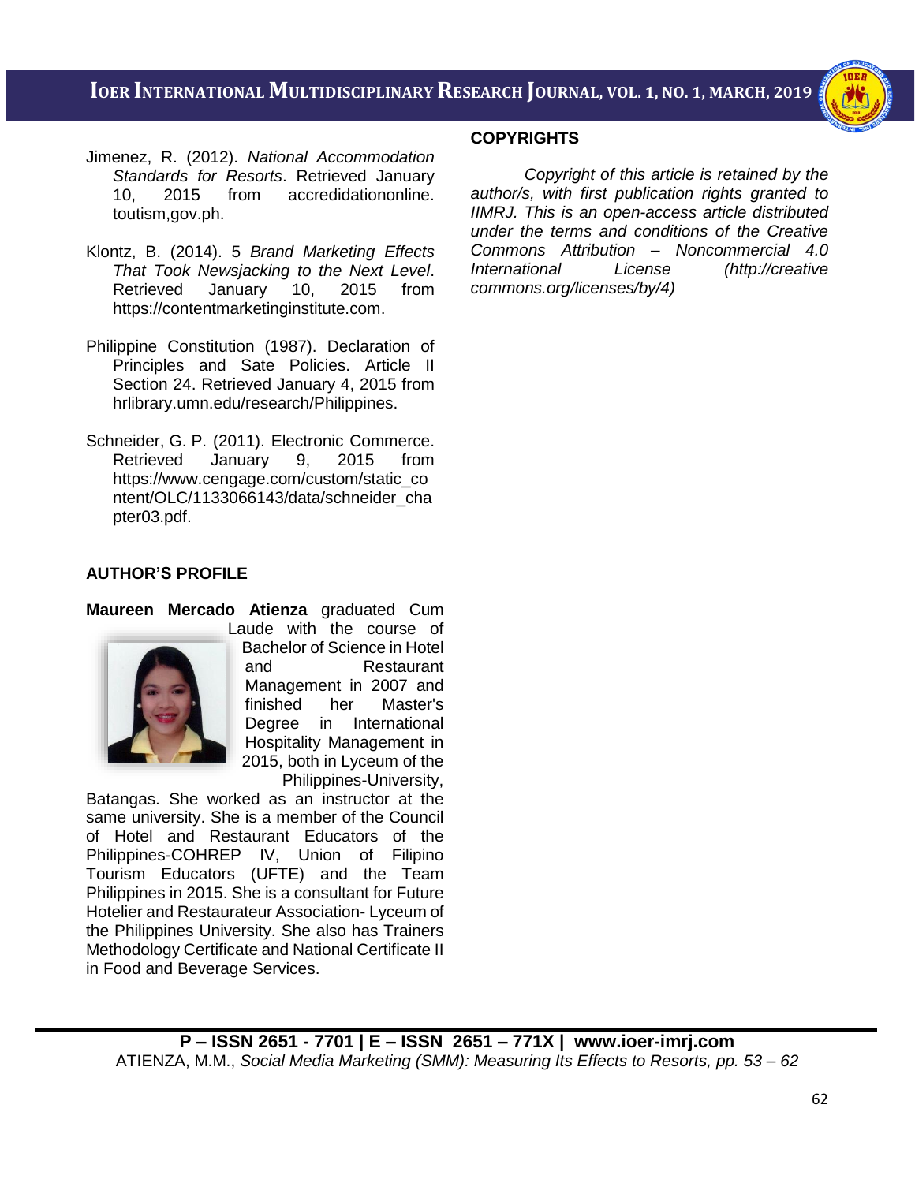Jimenez, R. (2012). *National Accommodation Standards for Resorts*. Retrieved January 10, 2015 from accredidationonline. toutism,gov.ph.

Klontz, B. (2014). 5 *Brand Marketing Effects That Took Newsjacking to the Next Level*. Retrieved January 10, 2015 from https://contentmarketinginstitute.com.

Philippine Constitution (1987). Declaration of Principles and Sate Policies. Article II Section 24. Retrieved January 4, 2015 from hrlibrary.umn.edu/research/Philippines.

Schneider, G. P. (2011). Electronic Commerce. Retrieved January 9, 2015 from https://www.cengage.com/custom/static_content/OLC/1133066143/data/schneider_chapter03.pdf.

## AUTHOR'S PROFILE

**Maureen Mercado Atienza** graduated Cum Laude with the course of Bachelor of Science in Hotel and Restaurant Management in 2007 and finished her Master's Degree in International Hospitality Management in 2015, both in Lyceum of the Philippines-University, Batangas. She worked as an instructor at the same university. She is a member of the Council of Hotel and Restaurant Educators of the Philippines-COHREP IV, Union of Filipino Tourism Educators (UFTE) and the Team Philippines in 2015. She is a consultant for Future Hotelier and Restaurateur Association- Lyceum of the Philippines University. She also has Trainers Methodology Certificate and National Certificate II in Food and Beverage Services.

## COPYRIGHTS

*Copyright of this article is retained by the author/s, with first publication rights granted to IIMRJ. This is an open-access article distributed under the terms and conditions of the Creative Commons Attribution – Noncommercial 4.0 International License (http://creative commons.org/licenses/by/4)*